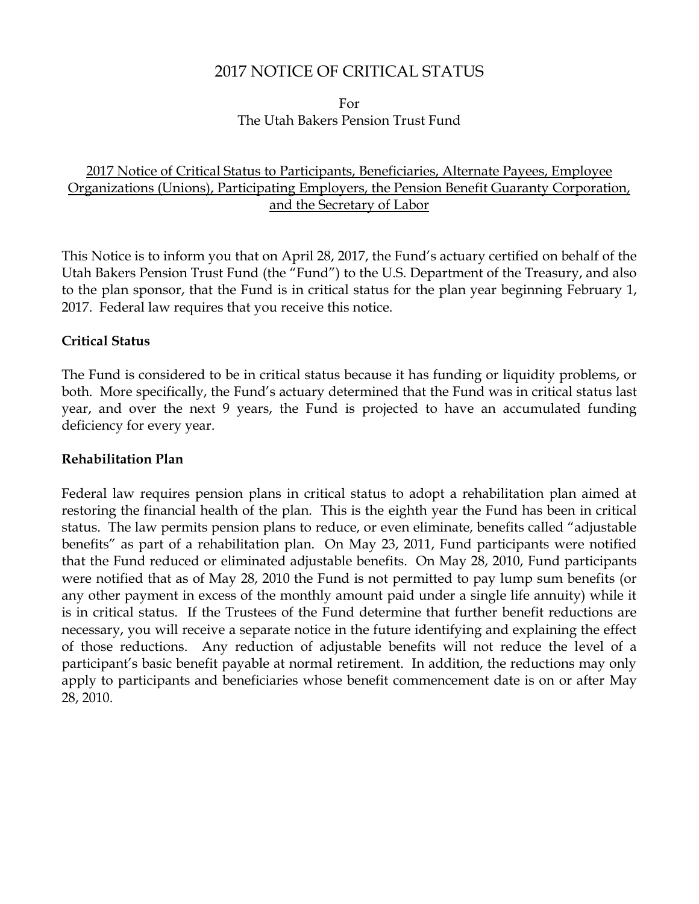# 2017 NOTICE OF CRITICAL STATUS

For
The Utah Bakers Pension Trust Fund

2017 Notice of Critical Status to Participants, Beneficiaries, Alternate Payees, Employee Organizations (Unions), Participating Employers, the Pension Benefit Guaranty Corporation, and the Secretary of Labor

This Notice is to inform you that on April 28, 2017, the Fund's actuary certified on behalf of the Utah Bakers Pension Trust Fund (the "Fund") to the U.S. Department of the Treasury, and also to the plan sponsor, that the Fund is in critical status for the plan year beginning February 1, 2017. Federal law requires that you receive this notice.

## Critical Status

The Fund is considered to be in critical status because it has funding or liquidity problems, or both. More specifically, the Fund's actuary determined that the Fund was in critical status last year, and over the next 9 years, the Fund is projected to have an accumulated funding deficiency for every year.

## Rehabilitation Plan

Federal law requires pension plans in critical status to adopt a rehabilitation plan aimed at restoring the financial health of the plan. This is the eighth year the Fund has been in critical status. The law permits pension plans to reduce, or even eliminate, benefits called "adjustable benefits" as part of a rehabilitation plan. On May 23, 2011, Fund participants were notified that the Fund reduced or eliminated adjustable benefits. On May 28, 2010, Fund participants were notified that as of May 28, 2010 the Fund is not permitted to pay lump sum benefits (or any other payment in excess of the monthly amount paid under a single life annuity) while it is in critical status. If the Trustees of the Fund determine that further benefit reductions are necessary, you will receive a separate notice in the future identifying and explaining the effect of those reductions. Any reduction of adjustable benefits will not reduce the level of a participant's basic benefit payable at normal retirement. In addition, the reductions may only apply to participants and beneficiaries whose benefit commencement date is on or after May 28, 2010.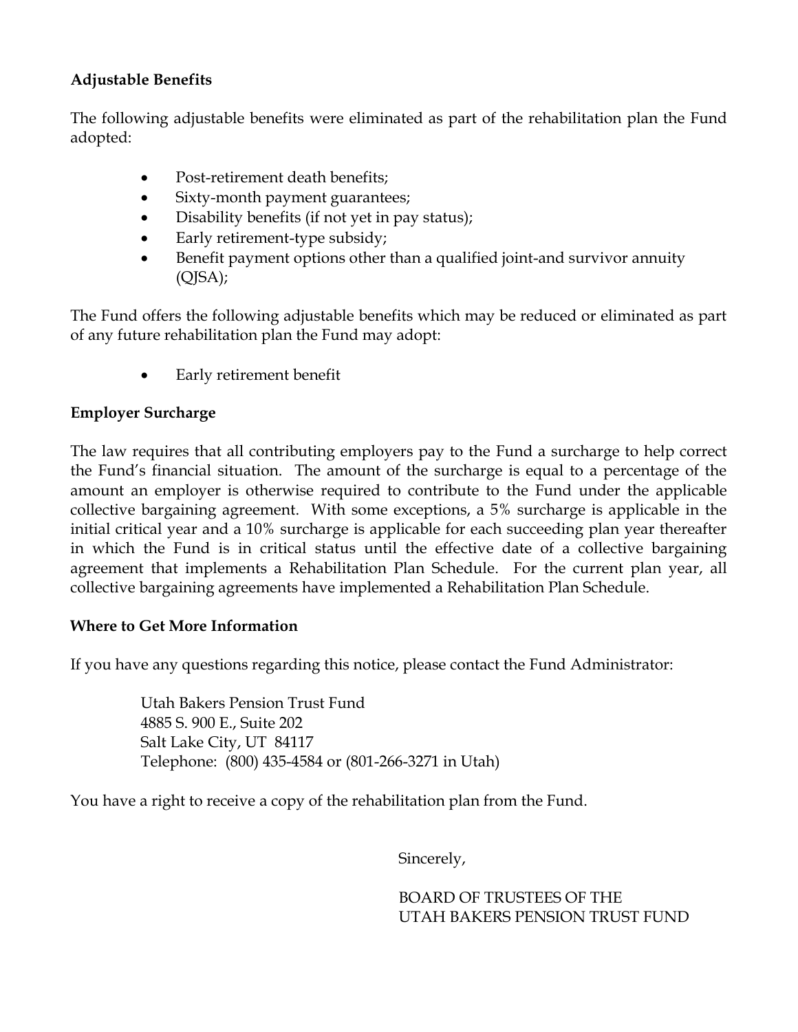**Adjustable Benefits**

The following adjustable benefits were eliminated as part of the rehabilitation plan the Fund adopted:

- Post-retirement death benefits;
- Sixty-month payment guarantees;
- Disability benefits (if not yet in pay status);
- Early retirement-type subsidy;
- Benefit payment options other than a qualified joint-and survivor annuity (QJSA);

The Fund offers the following adjustable benefits which may be reduced or eliminated as part of any future rehabilitation plan the Fund may adopt:

- Early retirement benefit

**Employer Surcharge**

The law requires that all contributing employers pay to the Fund a surcharge to help correct the Fund's financial situation. The amount of the surcharge is equal to a percentage of the amount an employer is otherwise required to contribute to the Fund under the applicable collective bargaining agreement. With some exceptions, a 5% surcharge is applicable in the initial critical year and a 10% surcharge is applicable for each succeeding plan year thereafter in which the Fund is in critical status until the effective date of a collective bargaining agreement that implements a Rehabilitation Plan Schedule. For the current plan year, all collective bargaining agreements have implemented a Rehabilitation Plan Schedule.

**Where to Get More Information**

If you have any questions regarding this notice, please contact the Fund Administrator:

Utah Bakers Pension Trust Fund
4885 S. 900 E., Suite 202
Salt Lake City, UT 84117
Telephone: (800) 435-4584 or (801-266-3271 in Utah)

You have a right to receive a copy of the rehabilitation plan from the Fund.

Sincerely,

BOARD OF TRUSTEES OF THE
UTAH BAKERS PENSION TRUST FUND